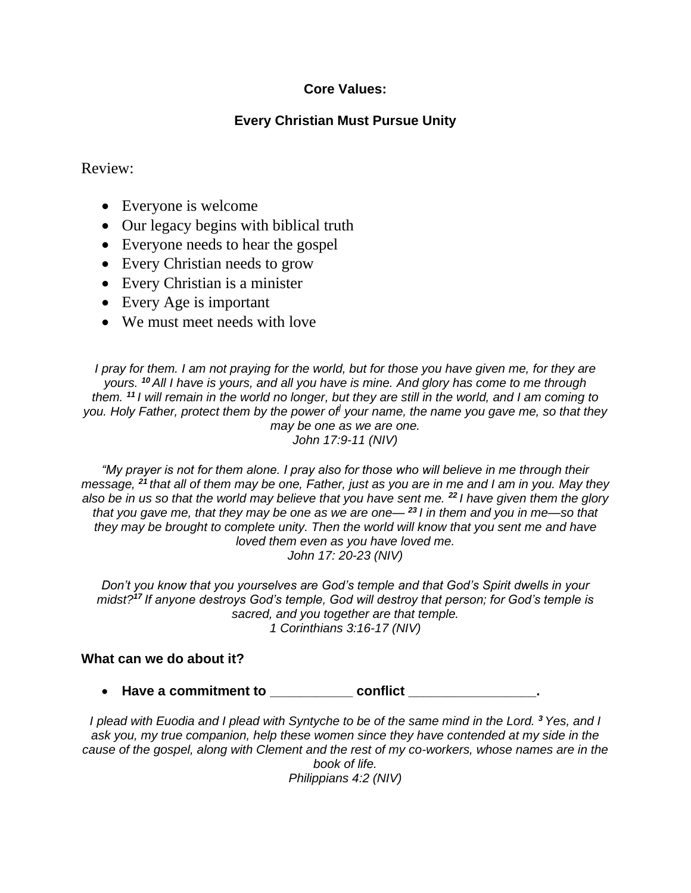**Core Values:**

**Every Christian Must Pursue Unity**

Review:

- Everyone is welcome
- Our legacy begins with biblical truth
- Everyone needs to hear the gospel
- Every Christian needs to grow
- Every Christian is a minister
- Every Age is important
- We must meet needs with love

*I pray for them. I am not praying for the world, but for those you have given me, for they are yours. [10] All I have is yours, and all you have is mine. And glory has come to me through them. [11] I will remain in the world no longer, but they are still in the world, and I am coming to you. Holy Father, protect them by the power of[j] your name, the name you gave me, so that they may be one as we are one.*
*John 17:9-11 (NIV)*

*"My prayer is not for them alone. I pray also for those who will believe in me through their message, [21] that all of them may be one, Father, just as you are in me and I am in you. May they also be in us so that the world may believe that you have sent me. [22] I have given them the glory that you gave me, that they may be one as we are one— [23] I in them and you in me—so that they may be brought to complete unity. Then the world will know that you sent me and have loved them even as you have loved me.*
*John 17: 20-23 (NIV)*

*Don't you know that you yourselves are God's temple and that God's Spirit dwells in your midst?[17] If anyone destroys God's temple, God will destroy that person; for God's temple is sacred, and you together are that temple.*
*1 Corinthians 3:16-17 (NIV)*

**What can we do about it?**

- **Have a commitment to ___________ conflict _________________.**

*I plead with Euodia and I plead with Syntyche to be of the same mind in the Lord. [3] Yes, and I ask you, my true companion, help these women since they have contended at my side in the cause of the gospel, along with Clement and the rest of my co-workers, whose names are in the book of life.*
*Philippians 4:2 (NIV)*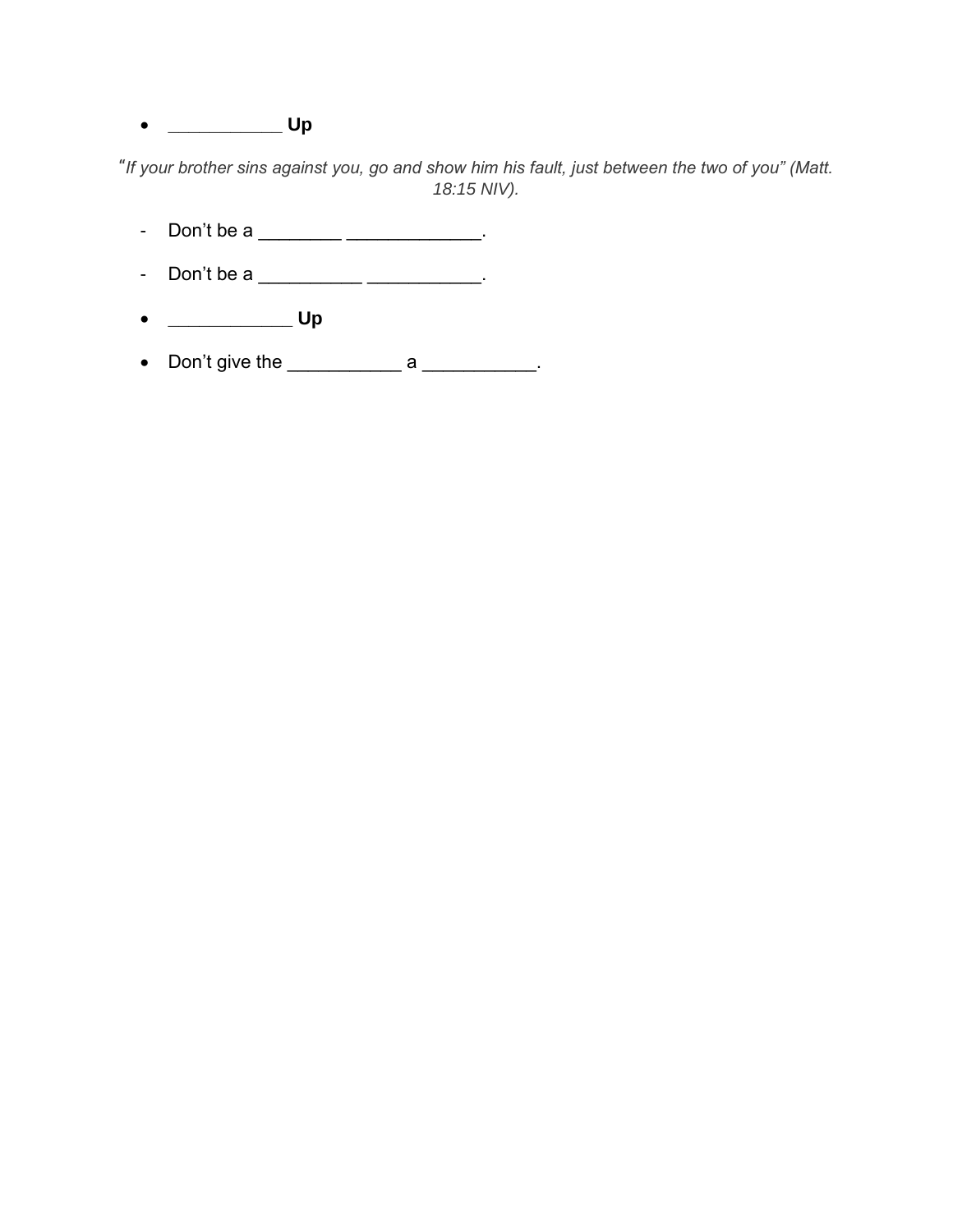- ___________ **Up**

*"If your brother sins against you, go and show him his fault, just between the two of you" (Matt. 18:15 NIV).*

- Don't be a ________ _____________.
- Don't be a __________ ___________.

- ____________ **Up**
- Don't give the ___________ a ___________.